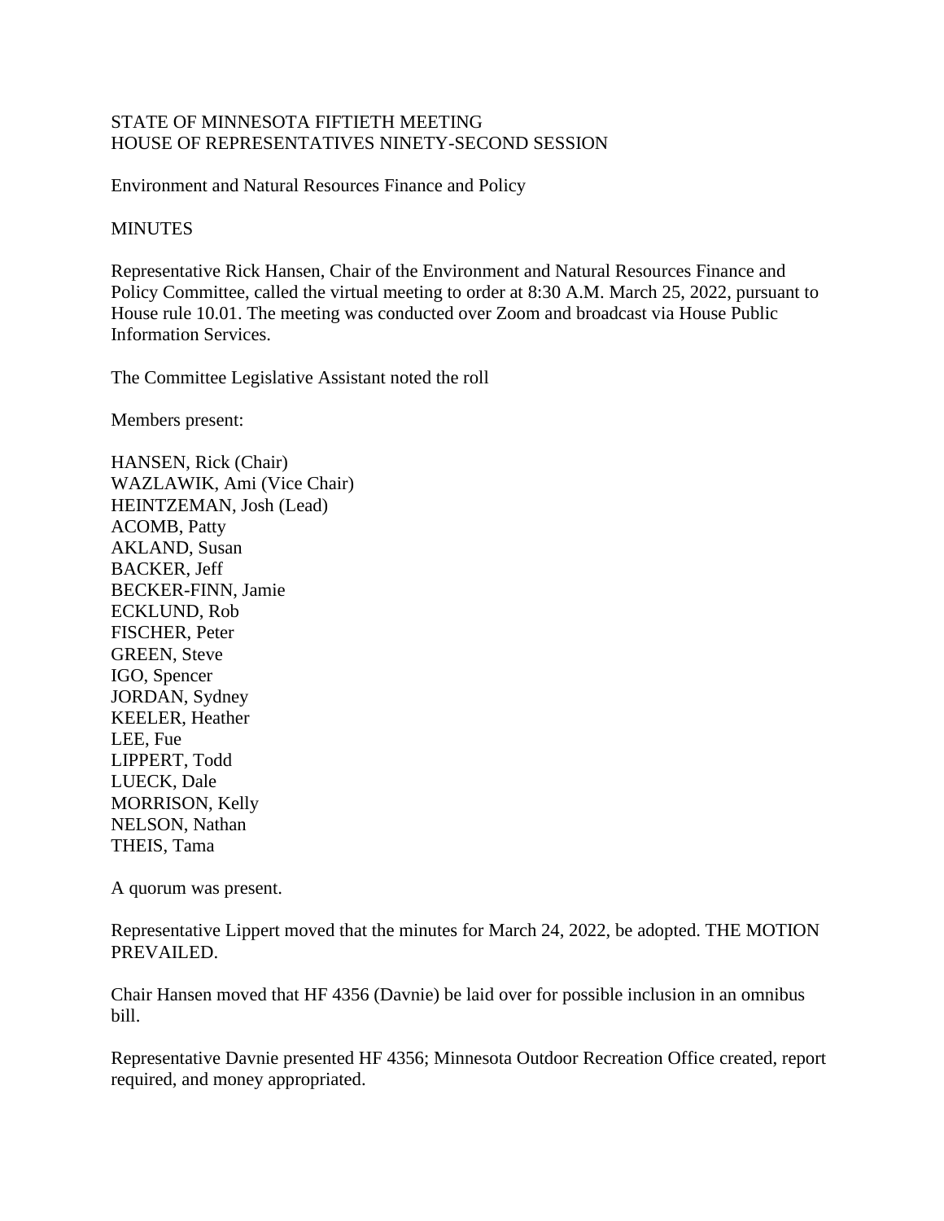STATE OF MINNESOTA FIFTIETH MEETING
HOUSE OF REPRESENTATIVES NINETY-SECOND SESSION

Environment and Natural Resources Finance and Policy

MINUTES

Representative Rick Hansen, Chair of the Environment and Natural Resources Finance and Policy Committee, called the virtual meeting to order at 8:30 A.M. March 25, 2022, pursuant to House rule 10.01. The meeting was conducted over Zoom and broadcast via House Public Information Services.

The Committee Legislative Assistant noted the roll

Members present:

HANSEN, Rick (Chair)
WAZLAWIK, Ami (Vice Chair)
HEINTZEMAN, Josh (Lead)
ACOMB, Patty
AKLAND, Susan
BACKER, Jeff
BECKER-FINN, Jamie
ECKLUND, Rob
FISCHER, Peter
GREEN, Steve
IGO, Spencer
JORDAN, Sydney
KEELER, Heather
LEE, Fue
LIPPERT, Todd
LUECK, Dale
MORRISON, Kelly
NELSON, Nathan
THEIS, Tama

A quorum was present.

Representative Lippert moved that the minutes for March 24, 2022, be adopted. THE MOTION PREVAILED.

Chair Hansen moved that HF 4356 (Davnie) be laid over for possible inclusion in an omnibus bill.

Representative Davnie presented HF 4356; Minnesota Outdoor Recreation Office created, report required, and money appropriated.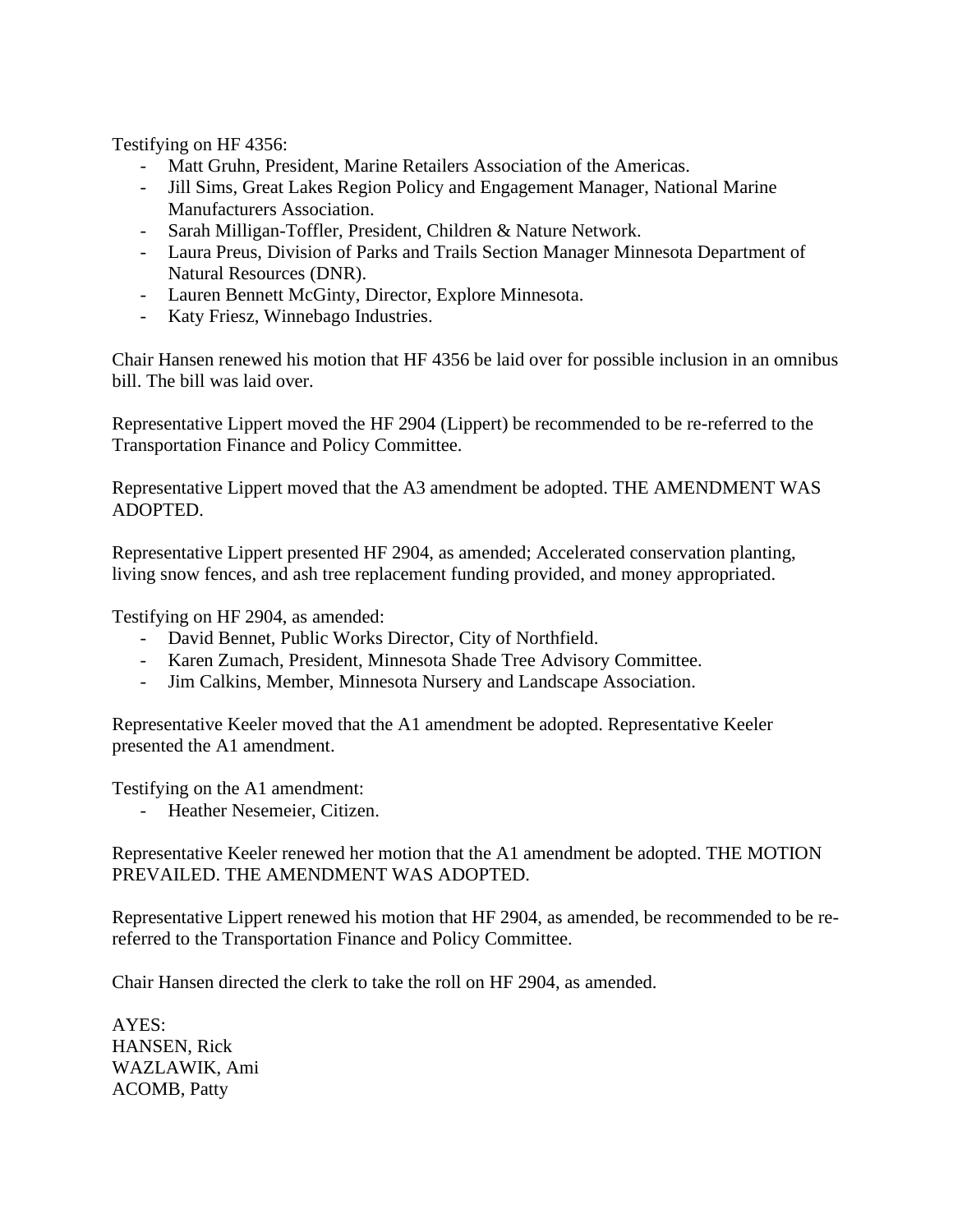Testifying on HF 4356:

- Matt Gruhn, President, Marine Retailers Association of the Americas.
- Jill Sims, Great Lakes Region Policy and Engagement Manager, National Marine Manufacturers Association.
- Sarah Milligan-Toffler, President, Children & Nature Network.
- Laura Preus, Division of Parks and Trails Section Manager Minnesota Department of Natural Resources (DNR).
- Lauren Bennett McGinty, Director, Explore Minnesota.
- Katy Friesz, Winnebago Industries.

Chair Hansen renewed his motion that HF 4356 be laid over for possible inclusion in an omnibus bill. The bill was laid over.

Representative Lippert moved the HF 2904 (Lippert) be recommended to be re-referred to the Transportation Finance and Policy Committee.

Representative Lippert moved that the A3 amendment be adopted. THE AMENDMENT WAS ADOPTED.

Representative Lippert presented HF 2904, as amended; Accelerated conservation planting, living snow fences, and ash tree replacement funding provided, and money appropriated.

Testifying on HF 2904, as amended:

- David Bennet, Public Works Director, City of Northfield.
- Karen Zumach, President, Minnesota Shade Tree Advisory Committee.
- Jim Calkins, Member, Minnesota Nursery and Landscape Association.

Representative Keeler moved that the A1 amendment be adopted. Representative Keeler presented the A1 amendment.

Testifying on the A1 amendment:

- Heather Nesemeier, Citizen.

Representative Keeler renewed her motion that the A1 amendment be adopted. THE MOTION PREVAILED. THE AMENDMENT WAS ADOPTED.

Representative Lippert renewed his motion that HF 2904, as amended, be recommended to be re-referred to the Transportation Finance and Policy Committee.

Chair Hansen directed the clerk to take the roll on HF 2904, as amended.

AYES:
HANSEN, Rick
WAZLAWIK, Ami
ACOMB, Patty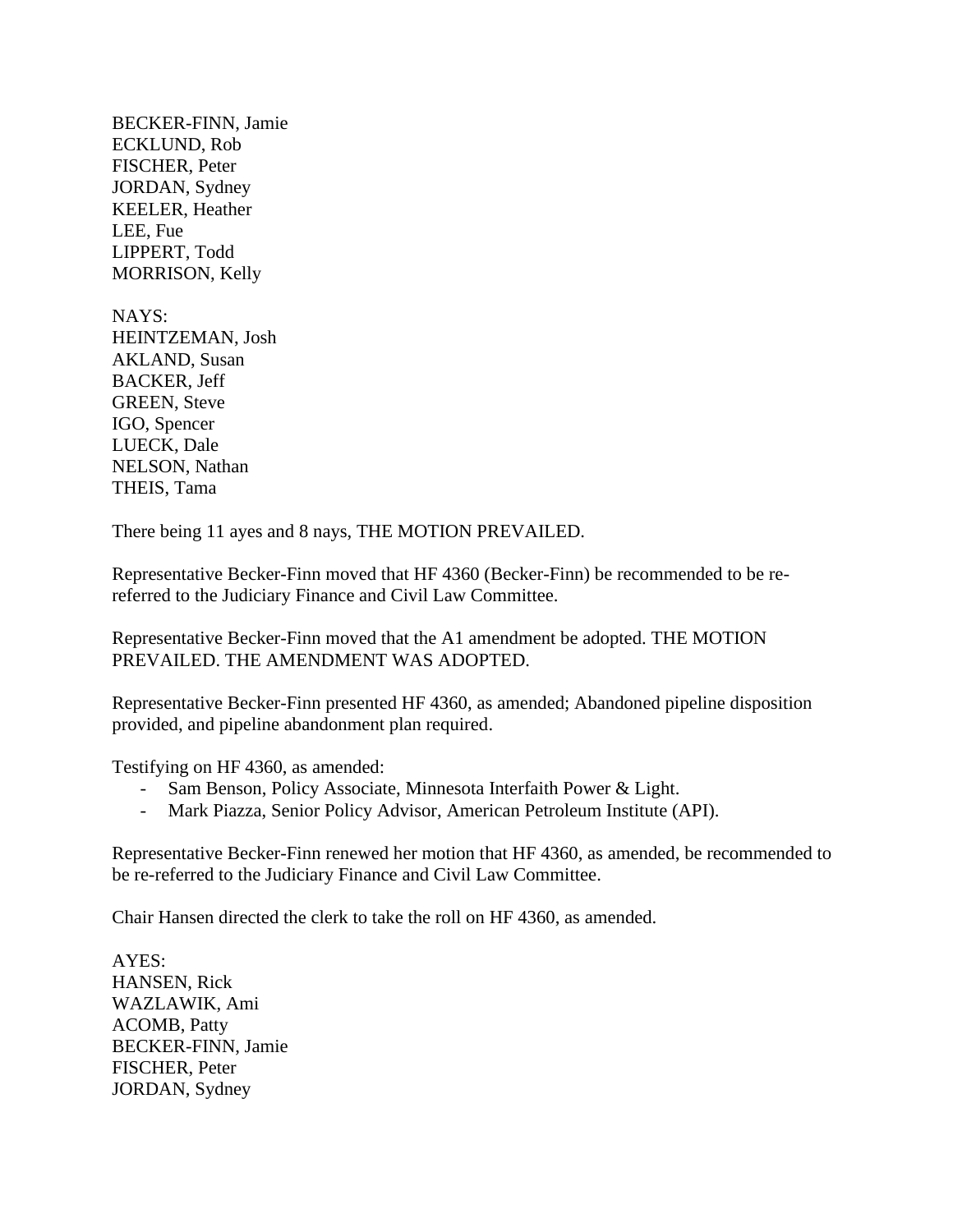BECKER-FINN, Jamie
ECKLUND, Rob
FISCHER, Peter
JORDAN, Sydney
KEELER, Heather
LEE, Fue
LIPPERT, Todd
MORRISON, Kelly

NAYS:
HEINTZEMAN, Josh
AKLAND, Susan
BACKER, Jeff
GREEN, Steve
IGO, Spencer
LUECK, Dale
NELSON, Nathan
THEIS, Tama

There being 11 ayes and 8 nays, THE MOTION PREVAILED.

Representative Becker-Finn moved that HF 4360 (Becker-Finn) be recommended to be re-referred to the Judiciary Finance and Civil Law Committee.

Representative Becker-Finn moved that the A1 amendment be adopted. THE MOTION PREVAILED. THE AMENDMENT WAS ADOPTED.

Representative Becker-Finn presented HF 4360, as amended; Abandoned pipeline disposition provided, and pipeline abandonment plan required.

Testifying on HF 4360, as amended:

- Sam Benson, Policy Associate, Minnesota Interfaith Power & Light.
- Mark Piazza, Senior Policy Advisor, American Petroleum Institute (API).

Representative Becker-Finn renewed her motion that HF 4360, as amended, be recommended to be re-referred to the Judiciary Finance and Civil Law Committee.

Chair Hansen directed the clerk to take the roll on HF 4360, as amended.

AYES:
HANSEN, Rick
WAZLAWIK, Ami
ACOMB, Patty
BECKER-FINN, Jamie
FISCHER, Peter
JORDAN, Sydney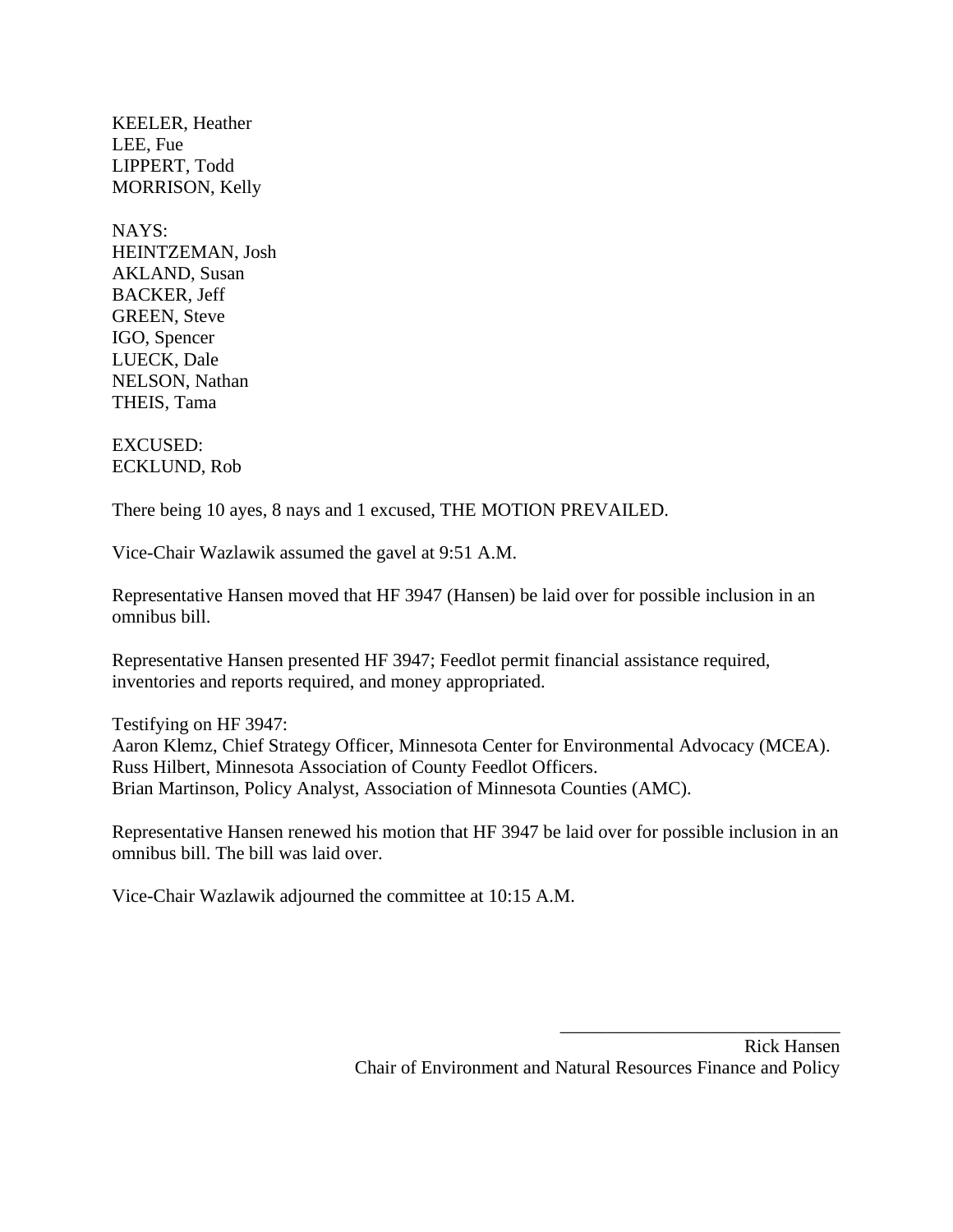KEELER, Heather  
LEE, Fue  
LIPPERT, Todd  
MORRISON, Kelly

NAYS:  
HEINTZEMAN, Josh  
AKLAND, Susan  
BACKER, Jeff  
GREEN, Steve  
IGO, Spencer  
LUECK, Dale  
NELSON, Nathan  
THEIS, Tama

EXCUSED:  
ECKLUND, Rob

There being 10 ayes, 8 nays and 1 excused, THE MOTION PREVAILED.

Vice-Chair Wazlawik assumed the gavel at 9:51 A.M.

Representative Hansen moved that HF 3947 (Hansen) be laid over for possible inclusion in an omnibus bill.

Representative Hansen presented HF 3947; Feedlot permit financial assistance required, inventories and reports required, and money appropriated.

Testifying on HF 3947:  
Aaron Klemz, Chief Strategy Officer, Minnesota Center for Environmental Advocacy (MCEA).  
Russ Hilbert, Minnesota Association of County Feedlot Officers.  
Brian Martinson, Policy Analyst, Association of Minnesota Counties (AMC).

Representative Hansen renewed his motion that HF 3947 be laid over for possible inclusion in an omnibus bill. The bill was laid over.

Vice-Chair Wazlawik adjourned the committee at 10:15 A.M.

\_\_\_\_\_\_\_\_\_\_\_\_\_\_\_\_\_\_\_\_\_\_\_\_\_\_\_\_\_\_

Rick Hansen  
Chair of Environment and Natural Resources Finance and Policy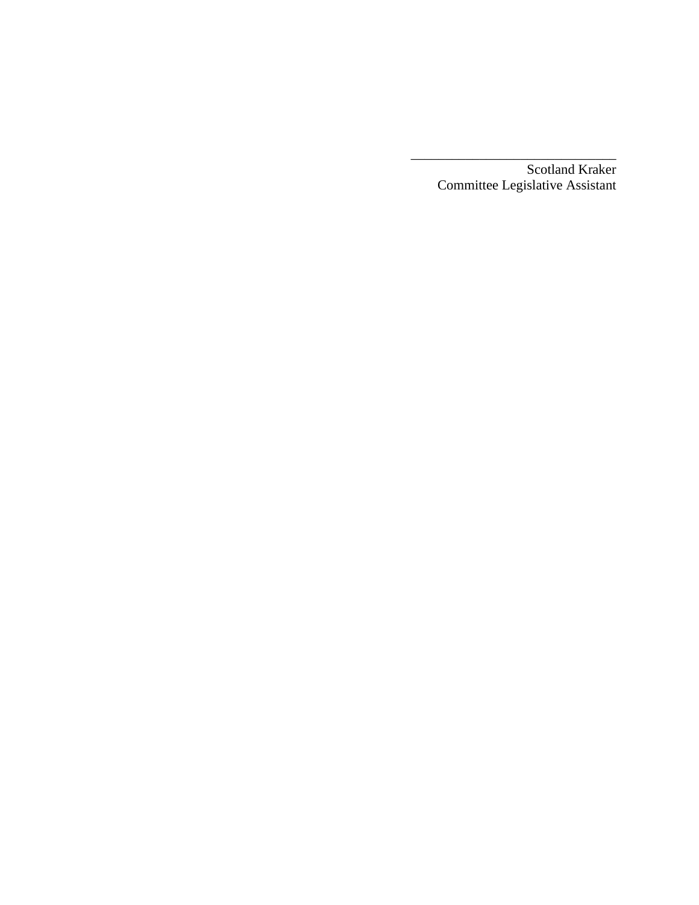\_\_\_\_\_\_\_\_\_\_\_\_\_\_\_\_\_\_\_\_\_\_\_\_\_\_\_\_\_\_\_\_

Scotland Kraker

Committee Legislative Assistant